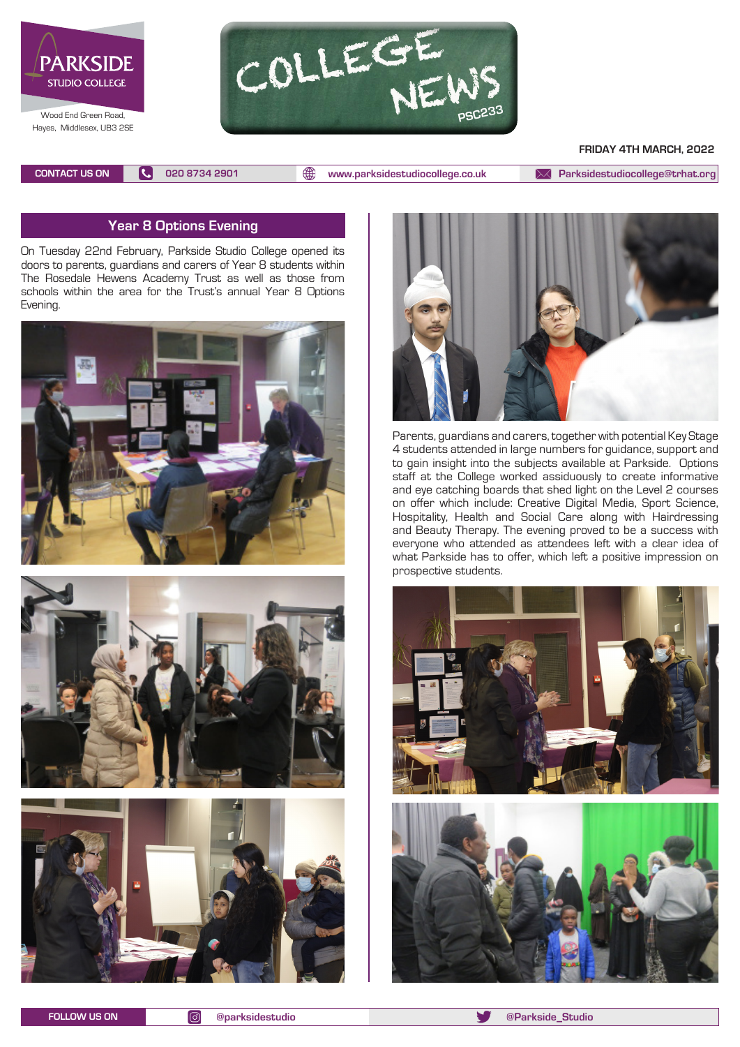PARKSIDE STUDIO COLLEGE

Wood End Green Road, Hayes, Middlesex, UB3 2SE

# COLLEGE NEWS

PSC233

FRIDAY 4TH MARCH, 2022

CONTACT US ON | 020 8734 2901 | www.parksidestudiocollege.co.uk | Parksidestudiocollege@trhat.org

## Year 8 Options Evening

On Tuesday 22nd February, Parkside Studio College opened its doors to parents, guardians and carers of Year 8 students within The Rosedale Hewens Academy Trust as well as those from schools within the area for the Trust's annual Year 8 Options Evening.

Parents, guardians and carers, together with potential Key Stage 4 students attended in large numbers for guidance, support and to gain insight into the subjects available at Parkside. Options staff at the College worked assiduously to create informative and eye catching boards that shed light on the Level 2 courses on offer which include: Creative Digital Media, Sport Science, Hospitality, Health and Social Care along with Hairdressing and Beauty Therapy. The evening proved to be a success with everyone who attended as attendees left with a clear idea of what Parkside has to offer, which left a positive impression on prospective students.

FOLLOW US ON | @parksidestudio | @Parkside_Studio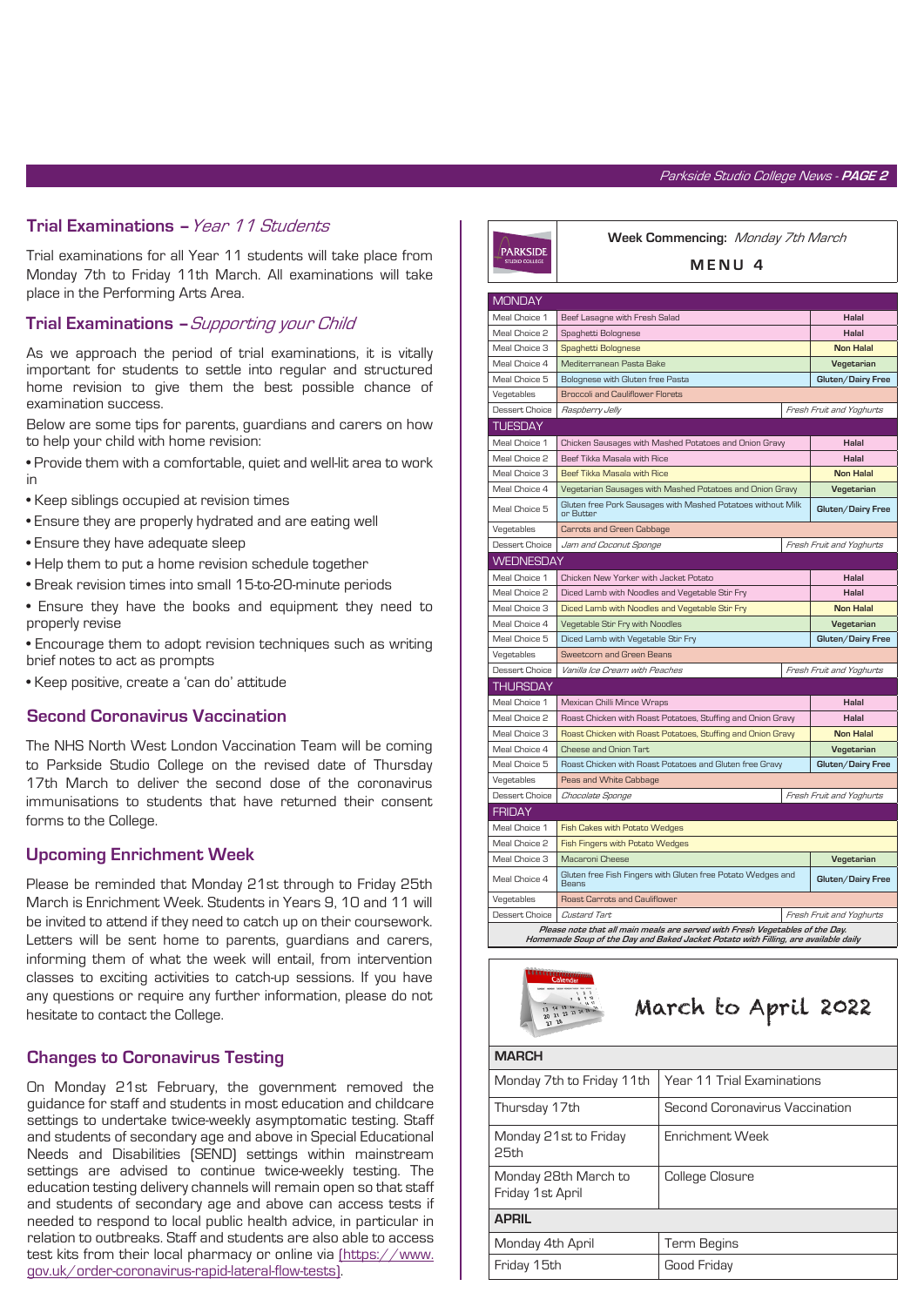## Trial Examinations – *Year 11 Students*

Trial examinations for all Year 11 students will take place from Monday 7th to Friday 11th March. All examinations will take place in the Performing Arts Area.

## Trial Examinations – *Supporting your Child*

As we approach the period of trial examinations, it is vitally important for students to settle into regular and structured home revision to give them the best possible chance of examination success.

Below are some tips for parents, guardians and carers on how to help your child with home revision:

- Provide them with a comfortable, quiet and well-lit area to work in
- Keep siblings occupied at revision times
- Ensure they are properly hydrated and are eating well
- Ensure they have adequate sleep
- Help them to put a home revision schedule together
- Break revision times into small 15-to-20-minute periods
- Ensure they have the books and equipment they need to properly revise
- Encourage them to adopt revision techniques such as writing brief notes to act as prompts
- Keep positive, create a 'can do' attitude

## Second Coronavirus Vaccination

The NHS North West London Vaccination Team will be coming to Parkside Studio College on the revised date of Thursday 17th March to deliver the second dose of the coronavirus immunisations to students that have returned their consent forms to the College.

## Upcoming Enrichment Week

Please be reminded that Monday 21st through to Friday 25th March is Enrichment Week. Students in Years 9, 10 and 11 will be invited to attend if they need to catch up on their coursework. Letters will be sent home to parents, guardians and carers, informing them of what the week will entail, from intervention classes to exciting activities to catch-up sessions. If you have any questions or require any further information, please do not hesitate to contact the College.

## Changes to Coronavirus Testing

On Monday 21st February, the government removed the guidance for staff and students in most education and childcare settings to undertake twice-weekly asymptomatic testing. Staff and students of secondary age and above in Special Educational Needs and Disabilities (SEND) settings within mainstream settings are advised to continue twice-weekly testing. The education testing delivery channels will remain open so that staff and students of secondary age and above can access tests if needed to respond to local public health advice, in particular in relation to outbreaks. Staff and students are also able to access test kits from their local pharmacy or online via [https://www.gov.uk/order-coronavirus-rapid-lateral-flow-tests].

**Week Commencing:** *Monday 7th March*

**MENU 4**

| | | |
|---|---|---|
| **MONDAY** | | |
| Meal Choice 1 | Beef Lasagne with Fresh Salad | Halal |
| Meal Choice 2 | Spaghetti Bolognese | Halal |
| Meal Choice 3 | Spaghetti Bolognese | Non Halal |
| Meal Choice 4 | Mediterranean Pasta Bake | Vegetarian |
| Meal Choice 5 | Bolognese with Gluten free Pasta | Gluten/Dairy Free |
| Vegetables | Broccoli and Cauliflower Florets | |
| Dessert Choice | *Raspberry Jelly* | *Fresh Fruit and Yoghurts* |
| **TUESDAY** | | |
| Meal Choice 1 | Chicken Sausages with Mashed Potatoes and Onion Gravy | Halal |
| Meal Choice 2 | Beef Tikka Masala with Rice | Halal |
| Meal Choice 3 | Beef Tikka Masala with Rice | Non Halal |
| Meal Choice 4 | Vegetarian Sausages with Mashed Potatoes and Onion Gravy | Vegetarian |
| Meal Choice 5 | Gluten free Pork Sausages with Mashed Potatoes without Milk or Butter | Gluten/Dairy Free |
| Vegetables | Carrots and Green Cabbage | |
| Dessert Choice | *Jam and Coconut Sponge* | *Fresh Fruit and Yoghurts* |
| **WEDNESDAY** | | |
| Meal Choice 1 | Chicken New Yorker with Jacket Potato | Halal |
| Meal Choice 2 | Diced Lamb with Noodles and Vegetable Stir Fry | Halal |
| Meal Choice 3 | Diced Lamb with Noodles and Vegetable Stir Fry | Non Halal |
| Meal Choice 4 | Vegetable Stir Fry with Noodles | Vegetarian |
| Meal Choice 5 | Diced Lamb with Vegetable Stir Fry | Gluten/Dairy Free |
| Vegetables | Sweetcorn and Green Beans | |
| Dessert Choice | *Vanilla Ice Cream with Peaches* | *Fresh Fruit and Yoghurts* |
| **THURSDAY** | | |
| Meal Choice 1 | Mexican Chilli Mince Wraps | Halal |
| Meal Choice 2 | Roast Chicken with Roast Potatoes, Stuffing and Onion Gravy | Halal |
| Meal Choice 3 | Roast Chicken with Roast Potatoes, Stuffing and Onion Gravy | Non Halal |
| Meal Choice 4 | Cheese and Onion Tart | Vegetarian |
| Meal Choice 5 | Roast Chicken with Roast Potatoes and Gluten free Gravy | Gluten/Dairy Free |
| Vegetables | Peas and White Cabbage | |
| Dessert Choice | *Chocolate Sponge* | *Fresh Fruit and Yoghurts* |
| **FRIDAY** | | |
| Meal Choice 1 | Fish Cakes with Potato Wedges | |
| Meal Choice 2 | Fish Fingers with Potato Wedges | |
| Meal Choice 3 | Macaroni Cheese | Vegetarian |
| Meal Choice 4 | Gluten free Fish Fingers with Gluten free Potato Wedges and Beans | Gluten/Dairy Free |
| Vegetables | Roast Carrots and Cauliflower | |
| Dessert Choice | *Custard Tart* | *Fresh Fruit and Yoghurts* |

*Please note that all main meals are served with Fresh Vegetables of the Day.*
*Homemade Soup of the Day and Baked Jacket Potato with Filling, are available daily*

## March to April 2022

| | |
|---|---|
| **MARCH** | |
| Monday 7th to Friday 11th | Year 11 Trial Examinations |
| Thursday 17th | Second Coronavirus Vaccination |
| Monday 21st to Friday 25th | Enrichment Week |
| Monday 28th March to Friday 1st April | College Closure |
| **APRIL** | |
| Monday 4th April | Term Begins |
| Friday 15th | Good Friday |